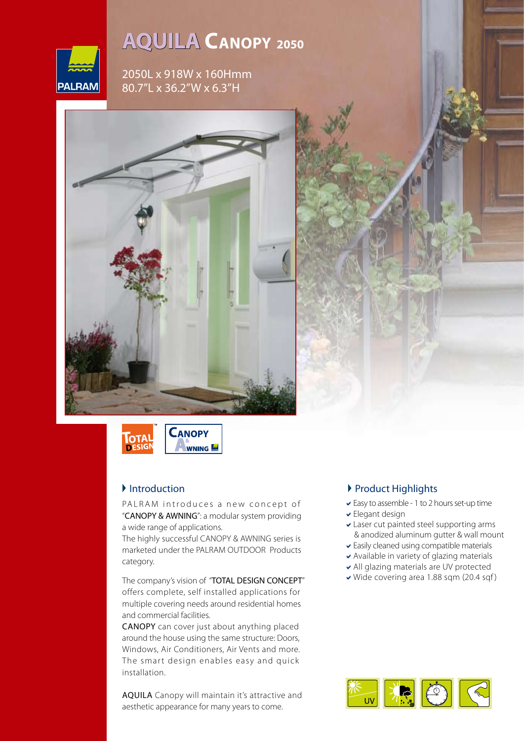# AQUILA CANOPY 2050

2050L x 918W x 160Hmm
80.7"L x 36.2"W x 6.3"H

PALRAM

TOTAL DESIGN™

CANOPY & AWNING

## Introduction

PALRAM introduces a new concept of "CANOPY & AWNING": a modular system providing a wide range of applications.
The highly successful CANOPY & AWNING series is marketed under the PALRAM OUTDOOR Products category.

The company's vision of "TOTAL DESIGN CONCEPT" offers complete, self installed applications for multiple covering needs around residential homes and commercial facilities.
CANOPY can cover just about anything placed around the house using the same structure: Doors, Windows, Air Conditioners, Air Vents and more. The smart design enables easy and quick installation.

AQUILA Canopy will maintain it's attractive and aesthetic appearance for many years to come.

## Product Highlights

- Easy to assemble - 1 to 2 hours set-up time
- Elegant design
- Laser cut painted steel supporting arms & anodized aluminum gutter & wall mount
- Easily cleaned using compatible materials
- Available in variety of glazing materials
- All glazing materials are UV protected
- Wide covering area 1.88 sqm (20.4 sqf)

UV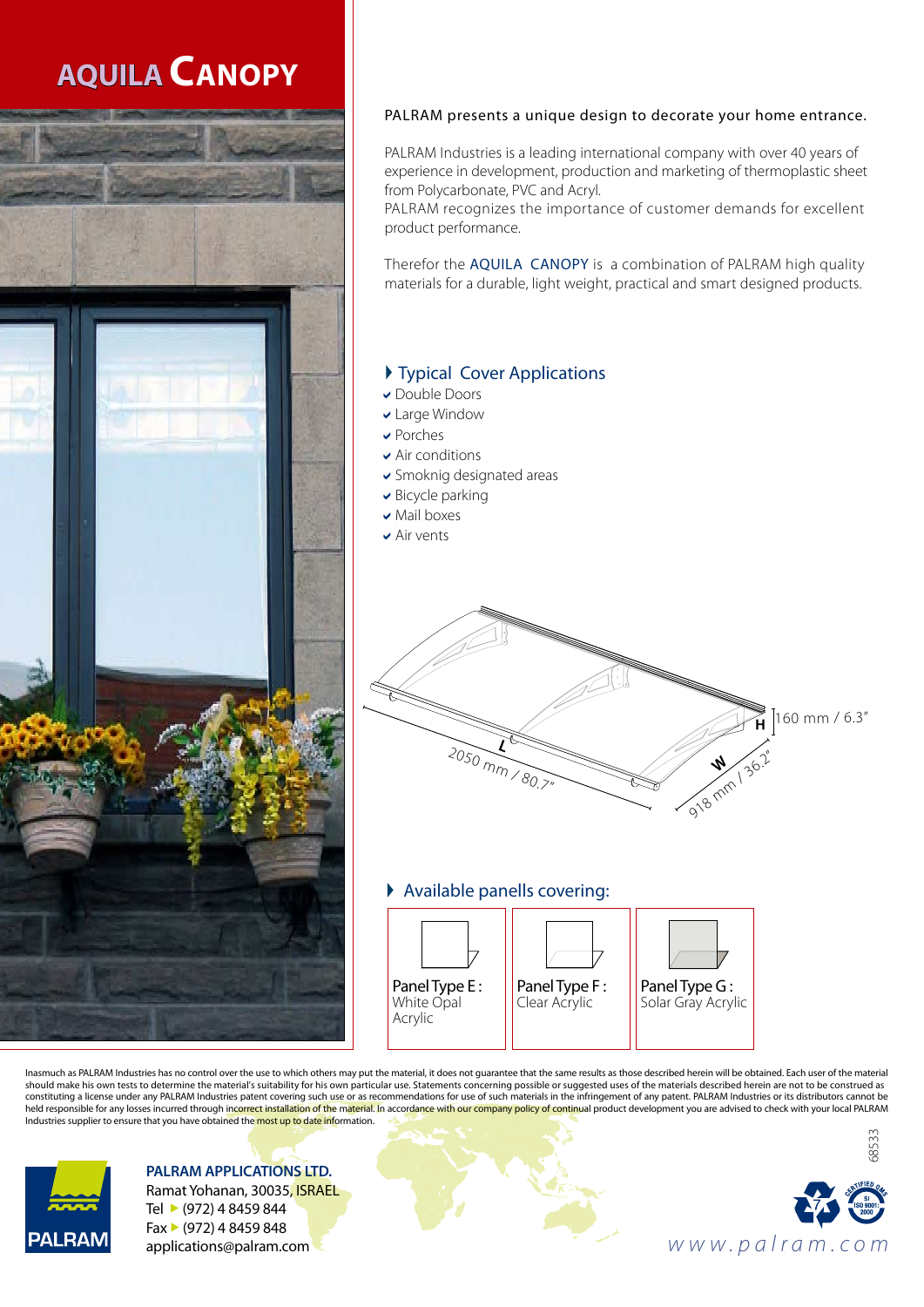# AQUILA CANOPY

PALRAM presents a unique design to decorate your home entrance.

PALRAM Industries is a leading international company with over 40 years of experience in development, production and marketing of thermoplastic sheet from Polycarbonate, PVC and Acryl.
PALRAM recognizes the importance of customer demands for excellent product performance.

Therefor the AQUILA CANOPY is a combination of PALRAM high quality materials for a durable, light weight, practical and smart designed products.

## Typical Cover Applications

- Double Doors
- Large Window
- Porches
- Air conditions
- Smoknig designated areas
- Bicycle parking
- Mail boxes
- Air vents

L
2050 mm / 80.7"
W
918 mm / 36.2"
H
160 mm / 6.3"

## Available panells covering:

| | | |
|---|---|---|
| Panel Type E : White Opal Acrylic | Panel Type F : Clear Acrylic | Panel Type G : Solar Gray Acrylic |

Inasmuch as PALRAM Industries has no control over the use to which others may put the material, it does not guarantee that the same results as those described herein will be obtained. Each user of the material should make his own tests to determine the material's suitability for his own particular use. Statements concerning possible or suggested uses of the materials described herein are not to be construed as constituting a license under any PALRAM Industries patent covering such use or as recommendations for use of such materials in the infringement of any patent. PALRAM Industries or its distributors cannot be held responsible for any losses incurred through incorrect installation of the material. In accordance with our company policy of continual product development you are advised to check with your local PALRAM Industries supplier to ensure that you have obtained the most up to date information.

68533

**PALRAM APPLICATIONS LTD.**
Ramat Yohanan, 30035, ISRAEL
Tel ▸ (972) 4 8459 844
Fax ▸ (972) 4 8459 848
applications@palram.com

www.palram.com